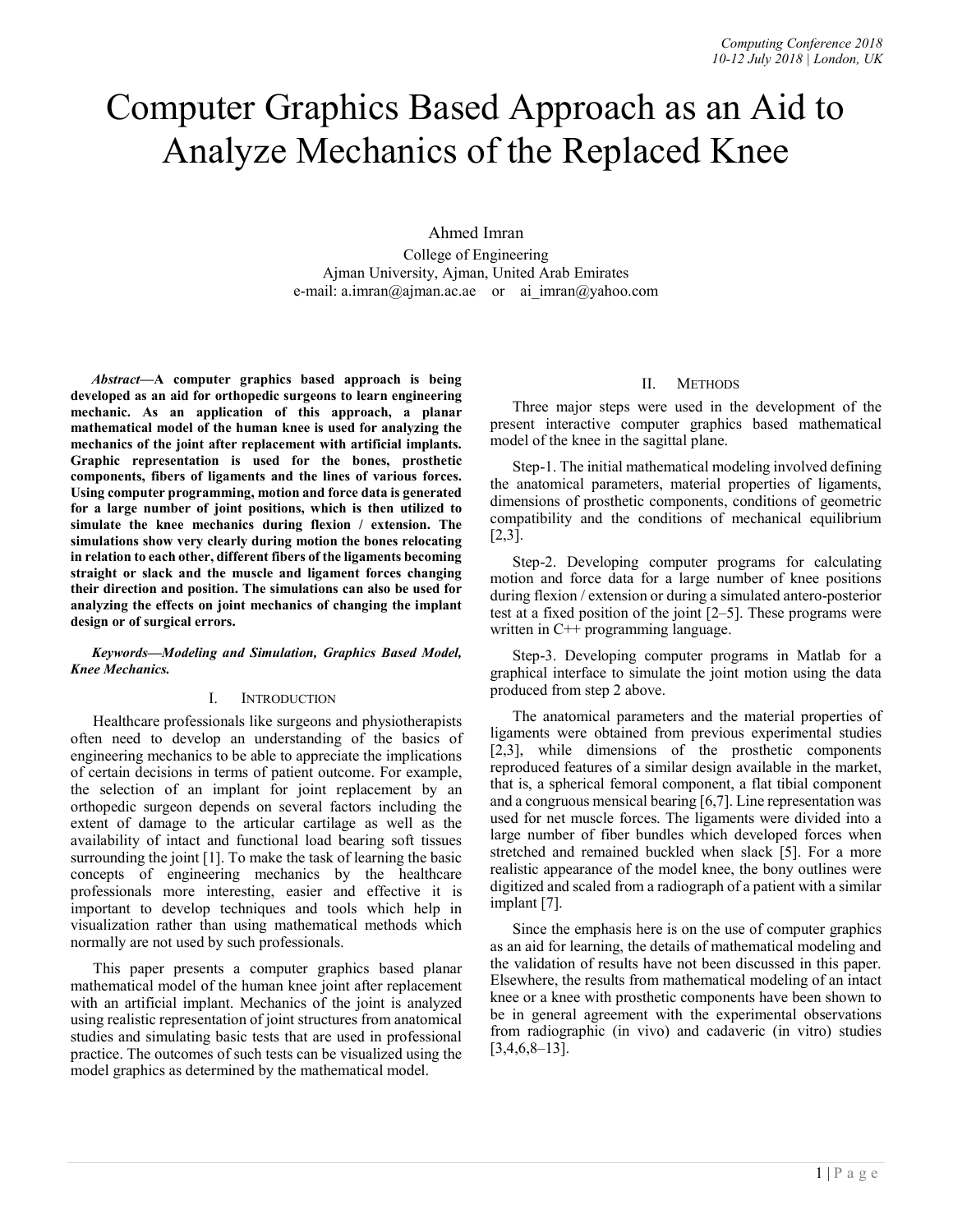# Computer Graphics Based Approach as an Aid to Analyze Mechanics of the Replaced Knee

Ahmed Imran
College of Engineering
Ajman University, Ajman, United Arab Emirates
e-mail: a.imran@ajman.ac.ae or ai_imran@yahoo.com

***Abstract*—A computer graphics based approach is being developed as an aid for orthopedic surgeons to learn engineering mechanic. As an application of this approach, a planar mathematical model of the human knee is used for analyzing the mechanics of the joint after replacement with artificial implants. Graphic representation is used for the bones, prosthetic components, fibers of ligaments and the lines of various forces. Using computer programming, motion and force data is generated for a large number of joint positions, which is then utilized to simulate the knee mechanics during flexion / extension. The simulations show very clearly during motion the bones relocating in relation to each other, different fibers of the ligaments becoming straight or slack and the muscle and ligament forces changing their direction and position. The simulations can also be used for analyzing the effects on joint mechanics of changing the implant design or of surgical errors.**

***Keywords*—Modeling and Simulation, Graphics Based Model, Knee Mechanics.**

## I. Introduction

Healthcare professionals like surgeons and physiotherapists often need to develop an understanding of the basics of engineering mechanics to be able to appreciate the implications of certain decisions in terms of patient outcome. For example, the selection of an implant for joint replacement by an orthopedic surgeon depends on several factors including the extent of damage to the articular cartilage as well as the availability of intact and functional load bearing soft tissues surrounding the joint [1]. To make the task of learning the basic concepts of engineering mechanics by the healthcare professionals more interesting, easier and effective it is important to develop techniques and tools which help in visualization rather than using mathematical methods which normally are not used by such professionals.

This paper presents a computer graphics based planar mathematical model of the human knee joint after replacement with an artificial implant. Mechanics of the joint is analyzed using realistic representation of joint structures from anatomical studies and simulating basic tests that are used in professional practice. The outcomes of such tests can be visualized using the model graphics as determined by the mathematical model.

## II. Methods

Three major steps were used in the development of the present interactive computer graphics based mathematical model of the knee in the sagittal plane.

Step-1. The initial mathematical modeling involved defining the anatomical parameters, material properties of ligaments, dimensions of prosthetic components, conditions of geometric compatibility and the conditions of mechanical equilibrium [2,3].

Step-2. Developing computer programs for calculating motion and force data for a large number of knee positions during flexion / extension or during a simulated antero-posterior test at a fixed position of the joint [2–5]. These programs were written in C++ programming language.

Step-3. Developing computer programs in Matlab for a graphical interface to simulate the joint motion using the data produced from step 2 above.

The anatomical parameters and the material properties of ligaments were obtained from previous experimental studies [2,3], while dimensions of the prosthetic components reproduced features of a similar design available in the market, that is, a spherical femoral component, a flat tibial component and a congruous mensical bearing [6,7]. Line representation was used for net muscle forces. The ligaments were divided into a large number of fiber bundles which developed forces when stretched and remained buckled when slack [5]. For a more realistic appearance of the model knee, the bony outlines were digitized and scaled from a radiograph of a patient with a similar implant [7].

Since the emphasis here is on the use of computer graphics as an aid for learning, the details of mathematical modeling and the validation of results have not been discussed in this paper. Elsewhere, the results from mathematical modeling of an intact knee or a knee with prosthetic components have been shown to be in general agreement with the experimental observations from radiographic (in vivo) and cadaveric (in vitro) studies [3,4,6,8–13].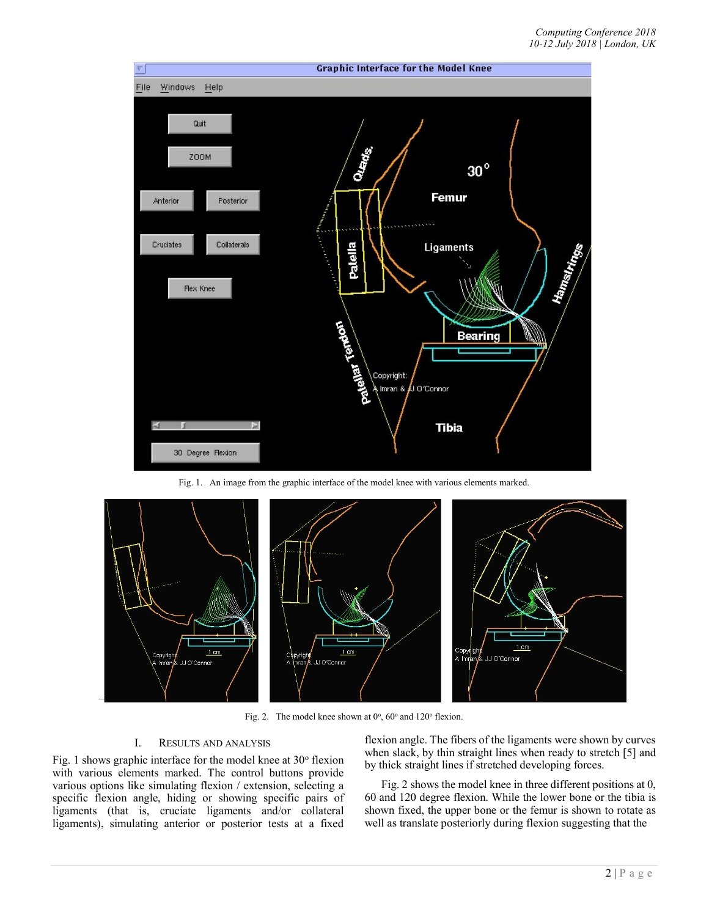Fig. 1. An image from the graphic interface of the model knee with various elements marked.

Fig. 2. The model knee shown at 0°, 60° and 120° flexion.

## I. RESULTS AND ANALYSIS

Fig. 1 shows graphic interface for the model knee at 30° flexion with various elements marked. The control buttons provide various options like simulating flexion / extension, selecting a specific flexion angle, hiding or showing specific pairs of ligaments (that is, cruciate ligaments and/or collateral ligaments), simulating anterior or posterior tests at a fixed flexion angle. The fibers of the ligaments were shown by curves when slack, by thin straight lines when ready to stretch [5] and by thick straight lines if stretched developing forces.

Fig. 2 shows the model knee in three different positions at 0, 60 and 120 degree flexion. While the lower bone or the tibia is shown fixed, the upper bone or the femur is shown to rotate as well as translate posteriorly during flexion suggesting that the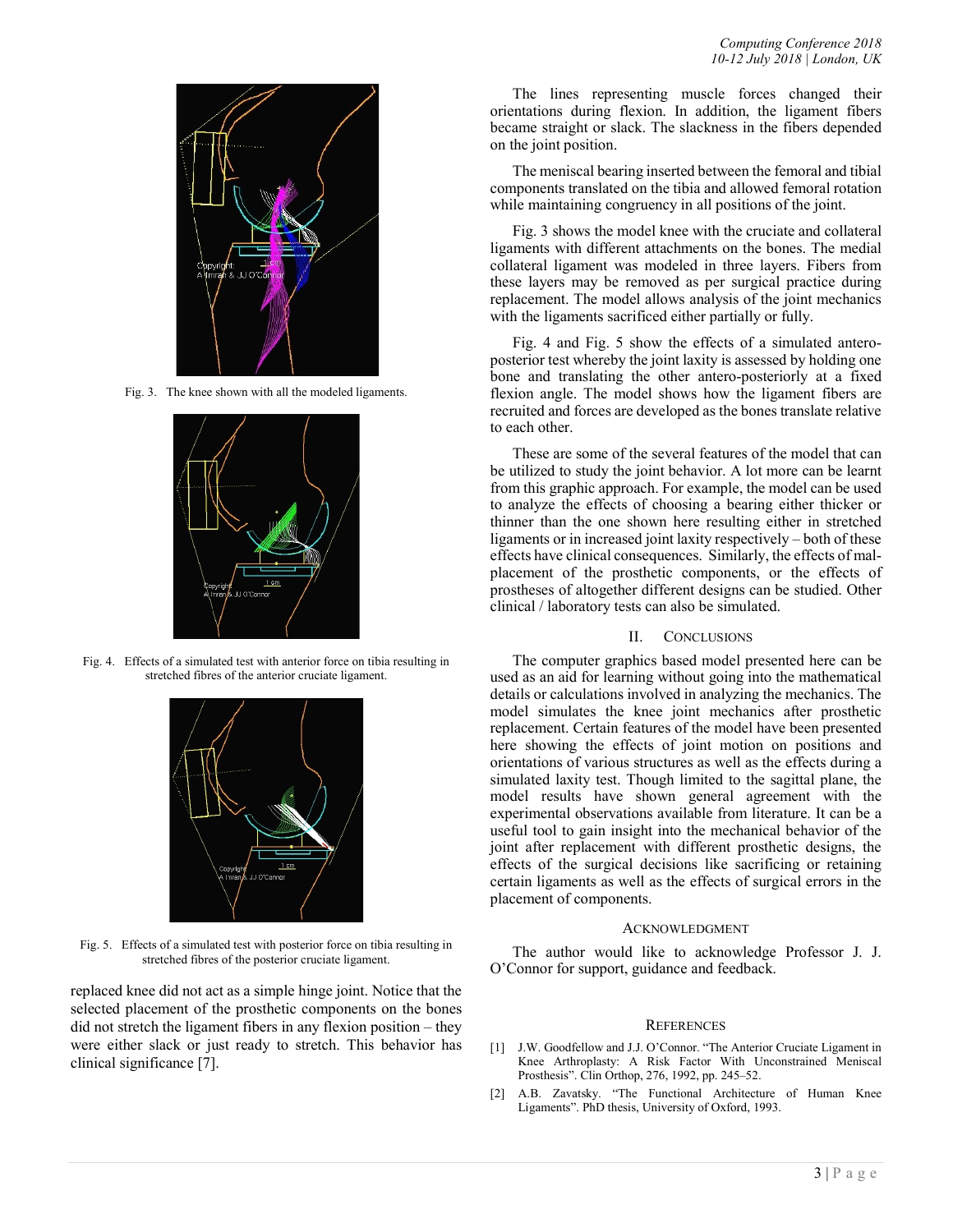Fig. 3. The knee shown with all the modeled ligaments.

Fig. 4. Effects of a simulated test with anterior force on tibia resulting in stretched fibres of the anterior cruciate ligament.

Fig. 5. Effects of a simulated test with posterior force on tibia resulting in stretched fibres of the posterior cruciate ligament.

replaced knee did not act as a simple hinge joint. Notice that the selected placement of the prosthetic components on the bones did not stretch the ligament fibers in any flexion position – they were either slack or just ready to stretch. This behavior has clinical significance [7].

The lines representing muscle forces changed their orientations during flexion. In addition, the ligament fibers became straight or slack. The slackness in the fibers depended on the joint position.

The meniscal bearing inserted between the femoral and tibial components translated on the tibia and allowed femoral rotation while maintaining congruency in all positions of the joint.

Fig. 3 shows the model knee with the cruciate and collateral ligaments with different attachments on the bones. The medial collateral ligament was modeled in three layers. Fibers from these layers may be removed as per surgical practice during replacement. The model allows analysis of the joint mechanics with the ligaments sacrificed either partially or fully.

Fig. 4 and Fig. 5 show the effects of a simulated antero-posterior test whereby the joint laxity is assessed by holding one bone and translating the other antero-posteriorly at a fixed flexion angle. The model shows how the ligament fibers are recruited and forces are developed as the bones translate relative to each other.

These are some of the several features of the model that can be utilized to study the joint behavior. A lot more can be learnt from this graphic approach. For example, the model can be used to analyze the effects of choosing a bearing either thicker or thinner than the one shown here resulting either in stretched ligaments or in increased joint laxity respectively – both of these effects have clinical consequences. Similarly, the effects of mal-placement of the prosthetic components, or the effects of prostheses of altogether different designs can be studied. Other clinical / laboratory tests can also be simulated.

## II. Conclusions

The computer graphics based model presented here can be used as an aid for learning without going into the mathematical details or calculations involved in analyzing the mechanics. The model simulates the knee joint mechanics after prosthetic replacement. Certain features of the model have been presented here showing the effects of joint motion on positions and orientations of various structures as well as the effects during a simulated laxity test. Though limited to the sagittal plane, the model results have shown general agreement with the experimental observations available from literature. It can be a useful tool to gain insight into the mechanical behavior of the joint after replacement with different prosthetic designs, the effects of the surgical decisions like sacrificing or retaining certain ligaments as well as the effects of surgical errors in the placement of components.

## Acknowledgment

The author would like to acknowledge Professor J. J. O'Connor for support, guidance and feedback.

## References

[1] J.W. Goodfellow and J.J. O'Connor. "The Anterior Cruciate Ligament in Knee Arthroplasty: A Risk Factor With Unconstrained Meniscal Prosthesis". Clin Orthop, 276, 1992, pp. 245–52.

[2] A.B. Zavatsky. "The Functional Architecture of Human Knee Ligaments". PhD thesis, University of Oxford, 1993.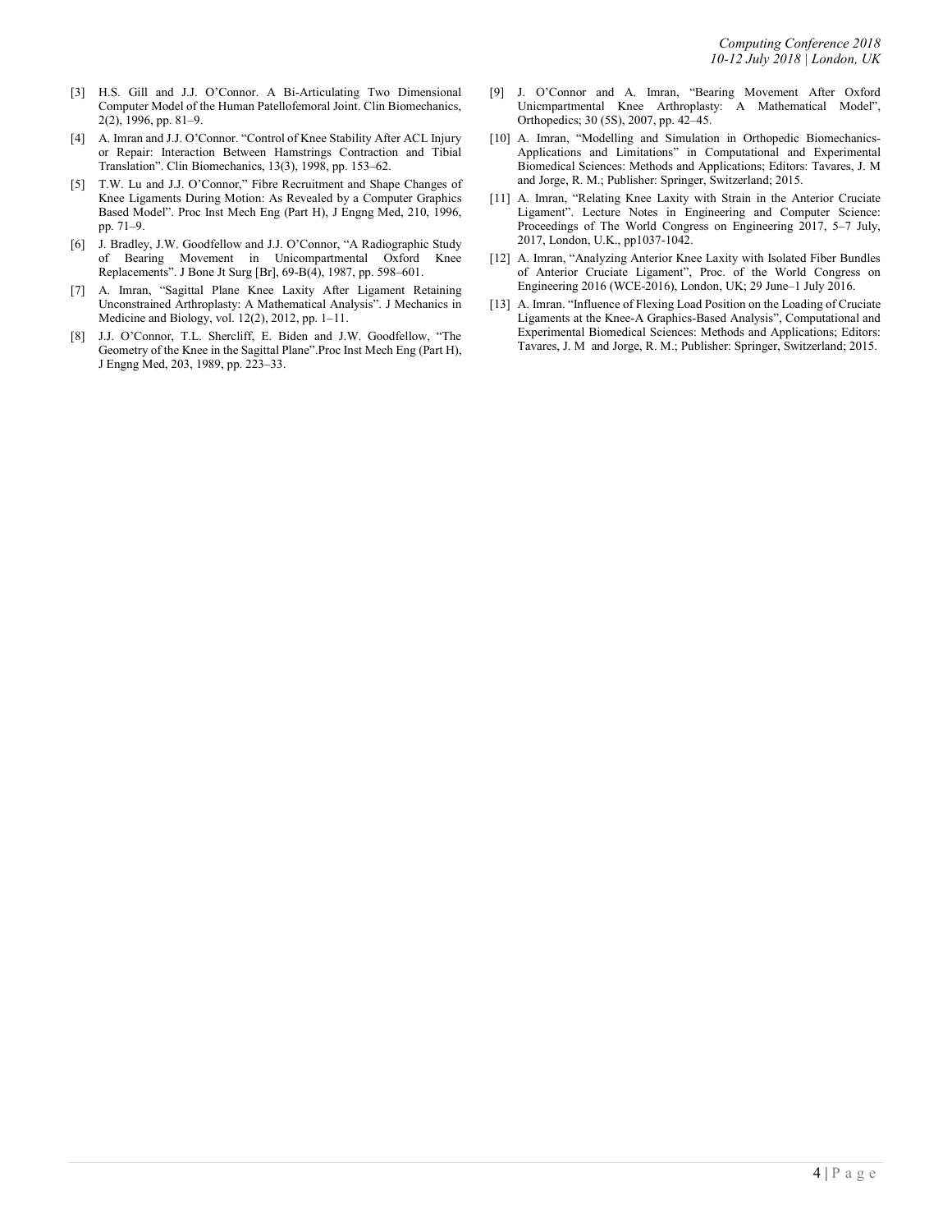[3] H.S. Gill and J.J. O'Connor. A Bi-Articulating Two Dimensional Computer Model of the Human Patellofemoral Joint. Clin Biomechanics, 2(2), 1996, pp. 81–9.

[4] A. Imran and J.J. O'Connor. "Control of Knee Stability After ACL Injury or Repair: Interaction Between Hamstrings Contraction and Tibial Translation". Clin Biomechanics, 13(3), 1998, pp. 153–62.

[5] T.W. Lu and J.J. O'Connor," Fibre Recruitment and Shape Changes of Knee Ligaments During Motion: As Revealed by a Computer Graphics Based Model". Proc Inst Mech Eng (Part H), J Engng Med, 210, 1996, pp. 71–9.

[6] J. Bradley, J.W. Goodfellow and J.J. O'Connor, "A Radiographic Study of Bearing Movement in Unicompartmental Oxford Knee Replacements". J Bone Jt Surg [Br], 69-B(4), 1987, pp. 598–601.

[7] A. Imran, "Sagittal Plane Knee Laxity After Ligament Retaining Unconstrained Arthroplasty: A Mathematical Analysis". J Mechanics in Medicine and Biology, vol. 12(2), 2012, pp. 1–11.

[8] J.J. O'Connor, T.L. Shercliff, E. Biden and J.W. Goodfellow, "The Geometry of the Knee in the Sagittal Plane".Proc Inst Mech Eng (Part H), J Engng Med, 203, 1989, pp. 223–33.

[9] J. O'Connor and A. Imran, "Bearing Movement After Oxford Unicmpartmental Knee Arthroplasty: A Mathematical Model", Orthopedics; 30 (5S), 2007, pp. 42–45.

[10] A. Imran, "Modelling and Simulation in Orthopedic Biomechanics- Applications and Limitations" in Computational and Experimental Biomedical Sciences: Methods and Applications; Editors: Tavares, J. M and Jorge, R. M.; Publisher: Springer, Switzerland; 2015.

[11] A. Imran, "Relating Knee Laxity with Strain in the Anterior Cruciate Ligament". Lecture Notes in Engineering and Computer Science: Proceedings of The World Congress on Engineering 2017, 5–7 July, 2017, London, U.K., pp1037-1042.

[12] A. Imran, "Analyzing Anterior Knee Laxity with Isolated Fiber Bundles of Anterior Cruciate Ligament", Proc. of the World Congress on Engineering 2016 (WCE-2016), London, UK; 29 June–1 July 2016.

[13] A. Imran. "Influence of Flexing Load Position on the Loading of Cruciate Ligaments at the Knee-A Graphics-Based Analysis", Computational and Experimental Biomedical Sciences: Methods and Applications; Editors: Tavares, J. M and Jorge, R. M.; Publisher: Springer, Switzerland; 2015.